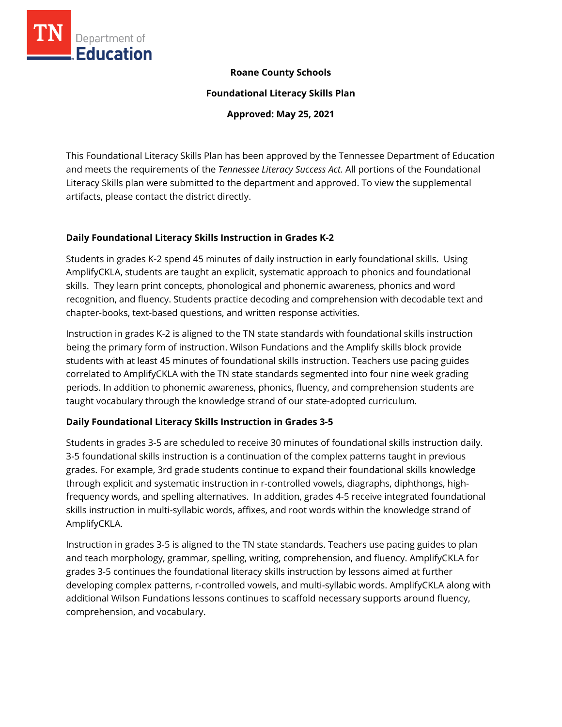**Roane County Schools**

**Foundational Literacy Skills Plan**

**Approved: May 25, 2021**

This Foundational Literacy Skills Plan has been approved by the Tennessee Department of Education and meets the requirements of the *Tennessee Literacy Success Act.* All portions of the Foundational Literacy Skills plan were submitted to the department and approved. To view the supplemental artifacts, please contact the district directly.

## Daily Foundational Literacy Skills Instruction in Grades K-2

Students in grades K-2 spend 45 minutes of daily instruction in early foundational skills. Using AmplifyCKLA, students are taught an explicit, systematic approach to phonics and foundational skills. They learn print concepts, phonological and phonemic awareness, phonics and word recognition, and fluency. Students practice decoding and comprehension with decodable text and chapter-books, text-based questions, and written response activities.

Instruction in grades K-2 is aligned to the TN state standards with foundational skills instruction being the primary form of instruction. Wilson Fundations and the Amplify skills block provide students with at least 45 minutes of foundational skills instruction. Teachers use pacing guides correlated to AmplifyCKLA with the TN state standards segmented into four nine week grading periods. In addition to phonemic awareness, phonics, fluency, and comprehension students are taught vocabulary through the knowledge strand of our state-adopted curriculum.

## Daily Foundational Literacy Skills Instruction in Grades 3-5

Students in grades 3-5 are scheduled to receive 30 minutes of foundational skills instruction daily. 3-5 foundational skills instruction is a continuation of the complex patterns taught in previous grades. For example, 3rd grade students continue to expand their foundational skills knowledge through explicit and systematic instruction in r-controlled vowels, diagraphs, diphthongs, high-frequency words, and spelling alternatives. In addition, grades 4-5 receive integrated foundational skills instruction in multi-syllabic words, affixes, and root words within the knowledge strand of AmplifyCKLA.

Instruction in grades 3-5 is aligned to the TN state standards. Teachers use pacing guides to plan and teach morphology, grammar, spelling, writing, comprehension, and fluency. AmplifyCKLA for grades 3-5 continues the foundational literacy skills instruction by lessons aimed at further developing complex patterns, r-controlled vowels, and multi-syllabic words. AmplifyCKLA along with additional Wilson Fundations lessons continues to scaffold necessary supports around fluency, comprehension, and vocabulary.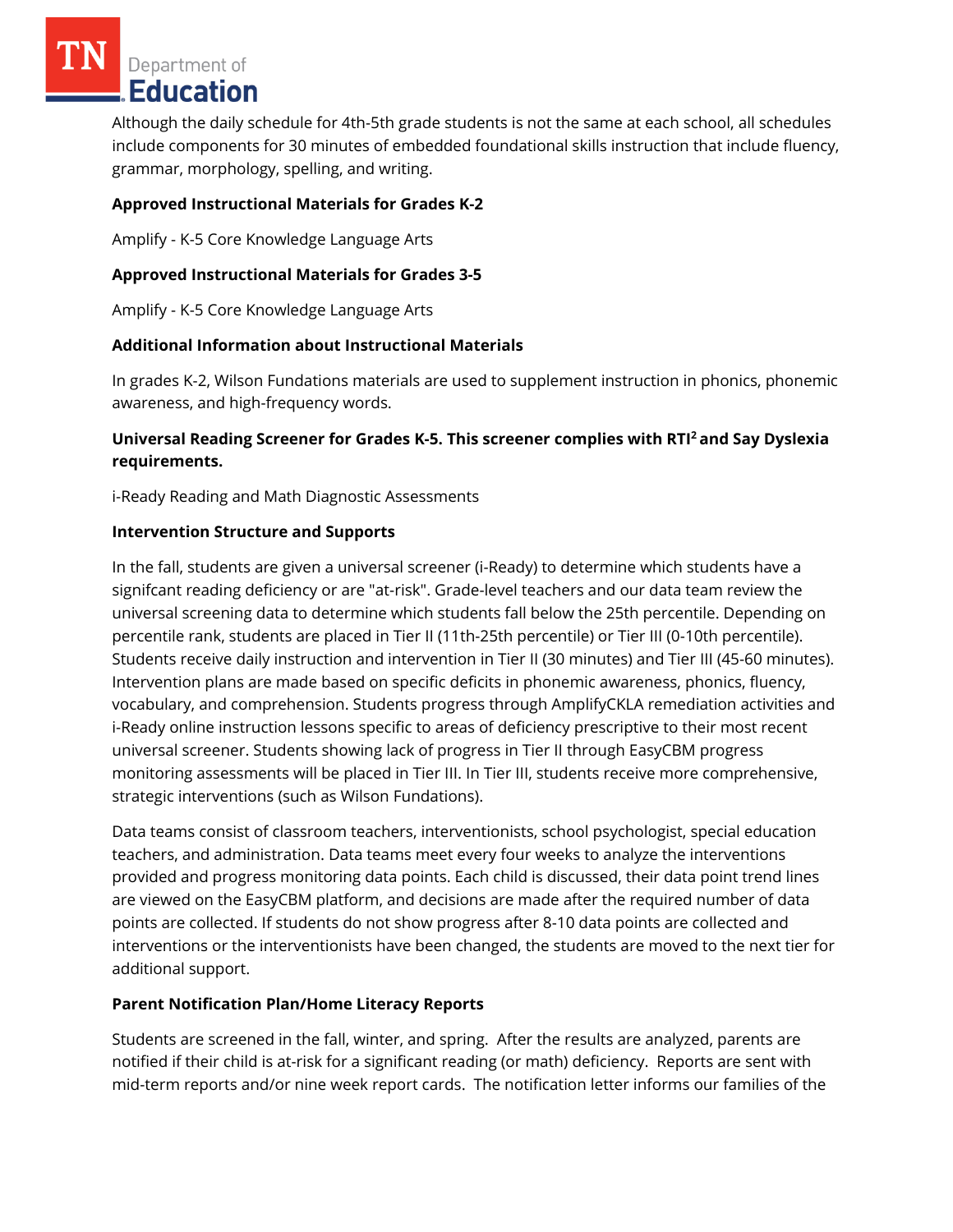Although the daily schedule for 4th-5th grade students is not the same at each school, all schedules include components for 30 minutes of embedded foundational skills instruction that include fluency, grammar, morphology, spelling, and writing.

**Approved Instructional Materials for Grades K-2**

Amplify - K-5 Core Knowledge Language Arts

**Approved Instructional Materials for Grades 3-5**

Amplify - K-5 Core Knowledge Language Arts

**Additional Information about Instructional Materials**

In grades K-2, Wilson Fundations materials are used to supplement instruction in phonics, phonemic awareness, and high-frequency words.

**Universal Reading Screener for Grades K-5. This screener complies with RTI² and Say Dyslexia requirements.**

i-Ready Reading and Math Diagnostic Assessments

**Intervention Structure and Supports**

In the fall, students are given a universal screener (i-Ready) to determine which students have a signifcant reading deficiency or are "at-risk". Grade-level teachers and our data team review the universal screening data to determine which students fall below the 25th percentile. Depending on percentile rank, students are placed in Tier II (11th-25th percentile) or Tier III (0-10th percentile). Students receive daily instruction and intervention in Tier II (30 minutes) and Tier III (45-60 minutes). Intervention plans are made based on specific deficits in phonemic awareness, phonics, fluency, vocabulary, and comprehension. Students progress through AmplifyCKLA remediation activities and i-Ready online instruction lessons specific to areas of deficiency prescriptive to their most recent universal screener. Students showing lack of progress in Tier II through EasyCBM progress monitoring assessments will be placed in Tier III. In Tier III, students receive more comprehensive, strategic interventions (such as Wilson Fundations).

Data teams consist of classroom teachers, interventionists, school psychologist, special education teachers, and administration. Data teams meet every four weeks to analyze the interventions provided and progress monitoring data points. Each child is discussed, their data point trend lines are viewed on the EasyCBM platform, and decisions are made after the required number of data points are collected. If students do not show progress after 8-10 data points are collected and interventions or the interventionists have been changed, the students are moved to the next tier for additional support.

**Parent Notification Plan/Home Literacy Reports**

Students are screened in the fall, winter, and spring. After the results are analyzed, parents are notified if their child is at-risk for a significant reading (or math) deficiency. Reports are sent with mid-term reports and/or nine week report cards. The notification letter informs our families of the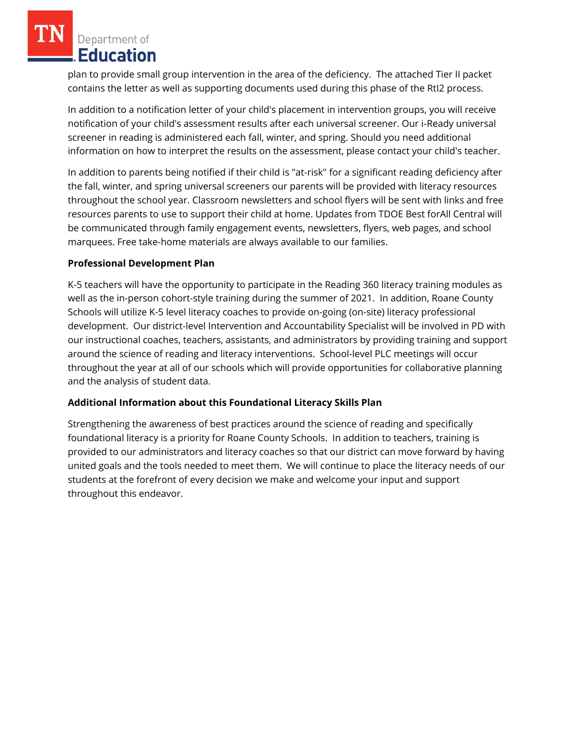plan to provide small group intervention in the area of the deficiency.  The attached Tier II packet contains the letter as well as supporting documents used during this phase of the RtI2 process.

In addition to a notification letter of your child's placement in intervention groups, you will receive notification of your child's assessment results after each universal screener. Our i-Ready universal screener in reading is administered each fall, winter, and spring. Should you need additional information on how to interpret the results on the assessment, please contact your child's teacher.

In addition to parents being notified if their child is "at-risk" for a significant reading deficiency after the fall, winter, and spring universal screeners our parents will be provided with literacy resources throughout the school year. Classroom newsletters and school flyers will be sent with links and free resources parents to use to support their child at home. Updates from TDOE Best forAll Central will be communicated through family engagement events, newsletters, flyers, web pages, and school marquees. Free take-home materials are always available to our families.

**Professional Development Plan**

K-5 teachers will have the opportunity to participate in the Reading 360 literacy training modules as well as the in-person cohort-style training during the summer of 2021.  In addition, Roane County Schools will utilize K-5 level literacy coaches to provide on-going (on-site) literacy professional development.  Our district-level Intervention and Accountability Specialist will be involved in PD with our instructional coaches, teachers, assistants, and administrators by providing training and support around the science of reading and literacy interventions.  School-level PLC meetings will occur throughout the year at all of our schools which will provide opportunities for collaborative planning and the analysis of student data.

**Additional Information about this Foundational Literacy Skills Plan**

Strengthening the awareness of best practices around the science of reading and specifically foundational literacy is a priority for Roane County Schools.  In addition to teachers, training is provided to our administrators and literacy coaches so that our district can move forward by having united goals and the tools needed to meet them.  We will continue to place the literacy needs of our students at the forefront of every decision we make and welcome your input and support throughout this endeavor.